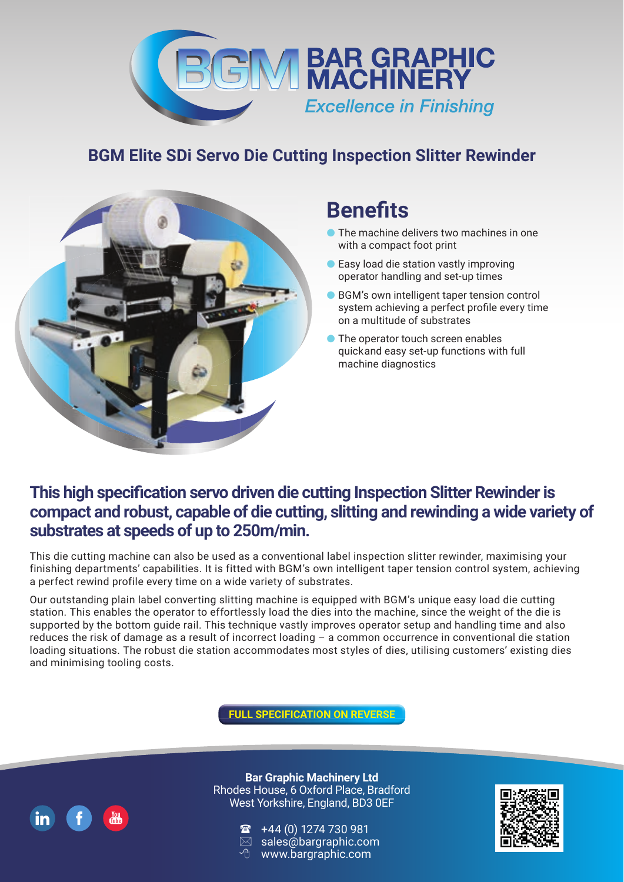# BGM BAR GRAPHIC MACHINERY

*Excellence in Finishing*

## BGM Elite SDi Servo Die Cutting Inspection Slitter Rewinder

## Benefits

- The machine delivers two machines in one with a compact foot print
- Easy load die station vastly improving operator handling and set-up times
- BGM's own intelligent taper tension control system achieving a perfect profile every time on a multitude of substrates
- The operator touch screen enables quickand easy set-up functions with full machine diagnostics

### This high specification servo driven die cutting Inspection Slitter Rewinder is compact and robust, capable of die cutting, slitting and rewinding a wide variety of substrates at speeds of up to 250m/min.

This die cutting machine can also be used as a conventional label inspection slitter rewinder, maximising your finishing departments' capabilities. It is fitted with BGM's own intelligent taper tension control system, achieving a perfect rewind profile every time on a wide variety of substrates.

Our outstanding plain label converting slitting machine is equipped with BGM's unique easy load die cutting station. This enables the operator to effortlessly load the dies into the machine, since the weight of the die is supported by the bottom guide rail. This technique vastly improves operator setup and handling time and also reduces the risk of damage as a result of incorrect loading – a common occurrence in conventional die station loading situations. The robust die station accommodates most styles of dies, utilising customers' existing dies and minimising tooling costs.

**FULL SPECIFICATION ON REVERSE**

**Bar Graphic Machinery Ltd**
Rhodes House, 6 Oxford Place, Bradford
West Yorkshire, England, BD3 0EF

+44 (0) 1274 730 981
sales@bargraphic.com
www.bargraphic.com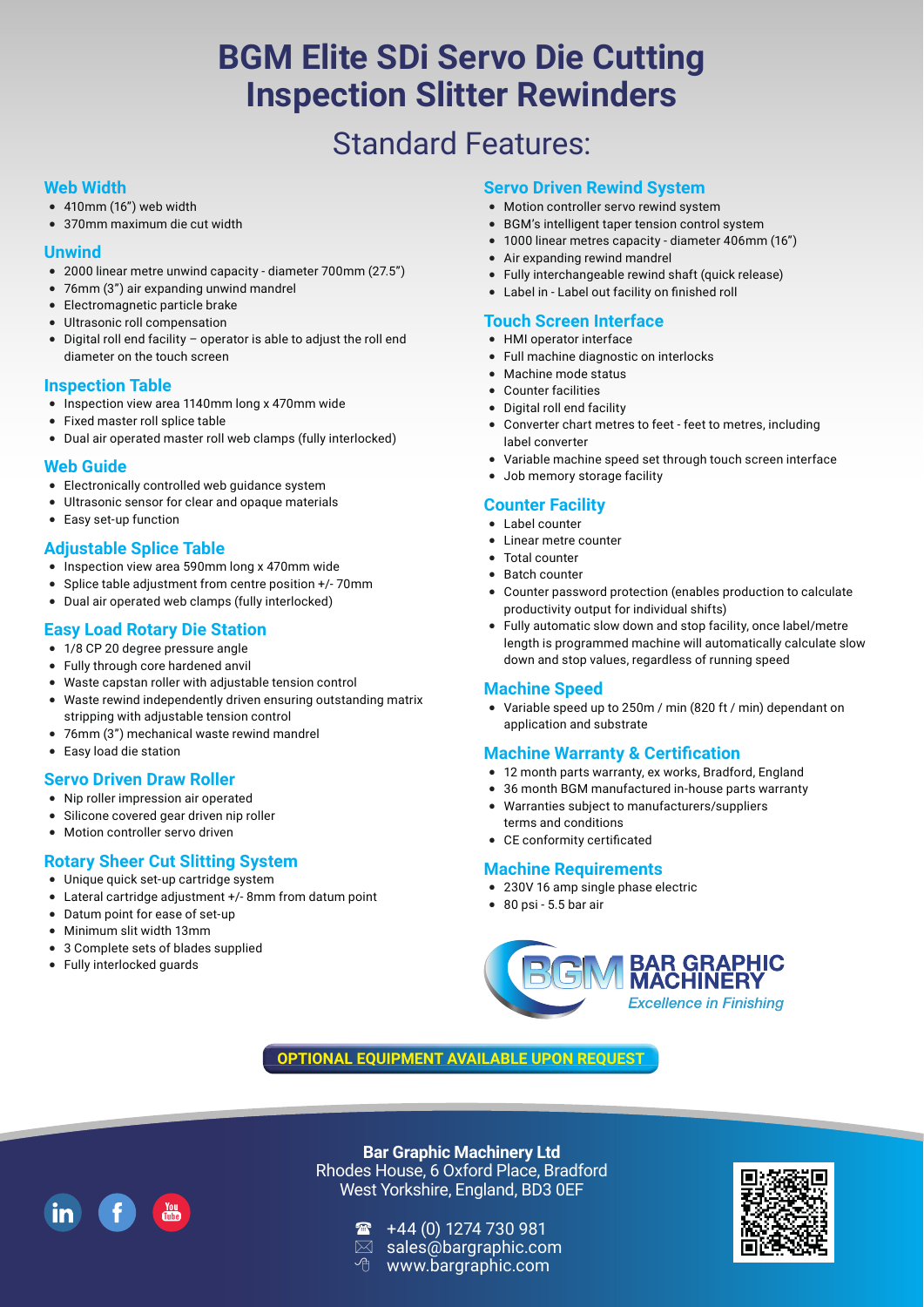# BGM Elite SDi Servo Die Cutting Inspection Slitter Rewinders

## Standard Features:

### Web Width

- 410mm (16") web width
- 370mm maximum die cut width

### Unwind

- 2000 linear metre unwind capacity - diameter 700mm (27.5")
- 76mm (3") air expanding unwind mandrel
- Electromagnetic particle brake
- Ultrasonic roll compensation
- Digital roll end facility – operator is able to adjust the roll end diameter on the touch screen

### Inspection Table

- Inspection view area 1140mm long x 470mm wide
- Fixed master roll splice table
- Dual air operated master roll web clamps (fully interlocked)

### Web Guide

- Electronically controlled web guidance system
- Ultrasonic sensor for clear and opaque materials
- Easy set-up function

### Adjustable Splice Table

- Inspection view area 590mm long x 470mm wide
- Splice table adjustment from centre position +/- 70mm
- Dual air operated web clamps (fully interlocked)

### Easy Load Rotary Die Station

- 1/8 CP 20 degree pressure angle
- Fully through core hardened anvil
- Waste capstan roller with adjustable tension control
- Waste rewind independently driven ensuring outstanding matrix stripping with adjustable tension control
- 76mm (3") mechanical waste rewind mandrel
- Easy load die station

### Servo Driven Draw Roller

- Nip roller impression air operated
- Silicone covered gear driven nip roller
- Motion controller servo driven

### Rotary Sheer Cut Slitting System

- Unique quick set-up cartridge system
- Lateral cartridge adjustment +/- 8mm from datum point
- Datum point for ease of set-up
- Minimum slit width 13mm
- 3 Complete sets of blades supplied
- Fully interlocked guards

### Servo Driven Rewind System

- Motion controller servo rewind system
- BGM's intelligent taper tension control system
- 1000 linear metres capacity - diameter 406mm (16")
- Air expanding rewind mandrel
- Fully interchangeable rewind shaft (quick release)
- Label in - Label out facility on finished roll

### Touch Screen Interface

- HMI operator interface
- Full machine diagnostic on interlocks
- Machine mode status
- Counter facilities
- Digital roll end facility
- Converter chart metres to feet - feet to metres, including label converter
- Variable machine speed set through touch screen interface
- Job memory storage facility

### Counter Facility

- Label counter
- Linear metre counter
- Total counter
- Batch counter
- Counter password protection (enables production to calculate productivity output for individual shifts)
- Fully automatic slow down and stop facility, once label/metre length is programmed machine will automatically calculate slow down and stop values, regardless of running speed

### Machine Speed

- Variable speed up to 250m / min (820 ft / min) dependant on application and substrate

### Machine Warranty & Certification

- 12 month parts warranty, ex works, Bradford, England
- 36 month BGM manufactured in-house parts warranty
- Warranties subject to manufacturers/suppliers terms and conditions
- CE conformity certificated

### Machine Requirements

- 230V 16 amp single phase electric
- 80 psi - 5.5 bar air

BGM BAR GRAPHIC MACHINERY
*Excellence in Finishing*

**OPTIONAL EQUIPMENT AVAILABLE UPON REQUEST**

**Bar Graphic Machinery Ltd**
Rhodes House, 6 Oxford Place, Bradford
West Yorkshire, England, BD3 0EF

+44 (0) 1274 730 981
sales@bargraphic.com
www.bargraphic.com